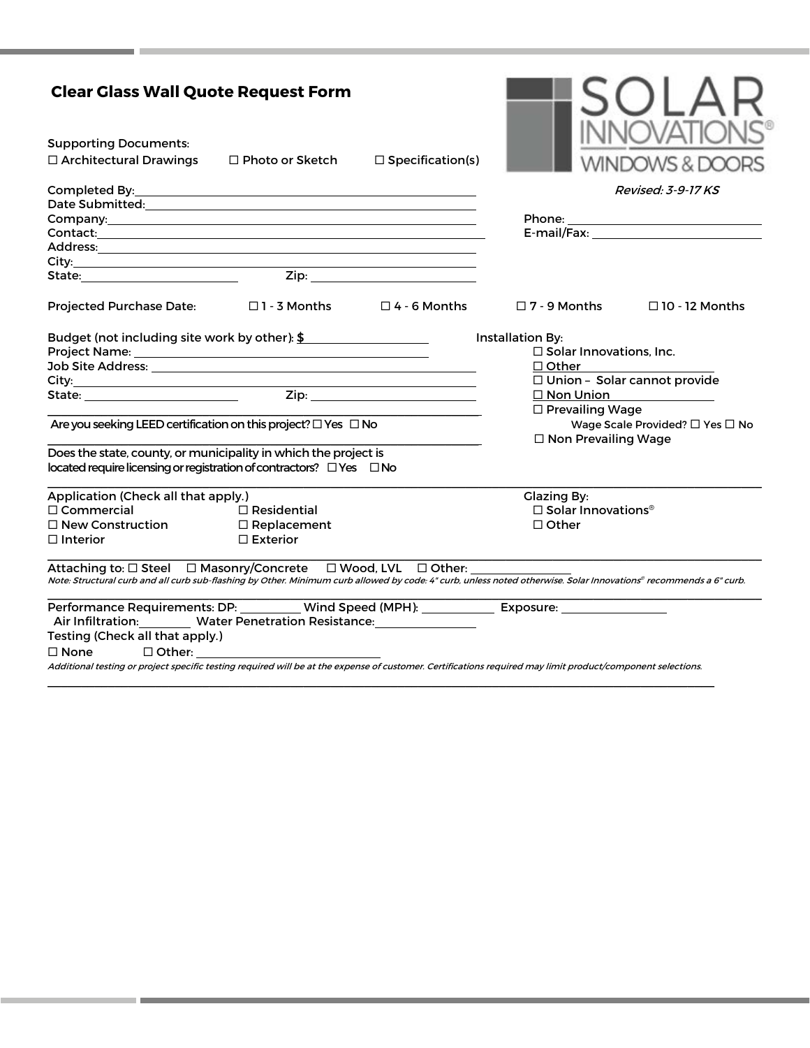# Clear Glass Wall Quote Request Form

SOLAR INNOVATIONS® WINDOWS & DOORS

*Revised: 3-9-17 KS*

Supporting Documents:
☐ Architectural Drawings ☐ Photo or Sketch ☐ Specification(s)

Completed By: \_\_\_\_\_\_\_\_\_\_\_\_\_\_\_\_\_\_\_\_\_\_\_\_\_\_\_\_\_\_\_\_
Date Submitted: \_\_\_\_\_\_\_\_\_\_\_\_\_\_\_\_\_\_\_\_\_\_\_\_\_\_\_\_\_\_\_\_
Company: \_\_\_\_\_\_\_\_\_\_\_\_\_\_\_\_\_\_\_\_\_\_\_\_\_\_\_\_\_\_\_\_
Contact: \_\_\_\_\_\_\_\_\_\_\_\_\_\_\_\_\_\_\_\_\_\_\_\_\_\_\_\_\_\_\_\_
Address: \_\_\_\_\_\_\_\_\_\_\_\_\_\_\_\_\_\_\_\_\_\_\_\_\_\_\_\_\_\_\_\_
City: \_\_\_\_\_\_\_\_\_\_\_\_\_\_\_\_\_\_\_\_\_\_\_\_\_\_\_\_\_\_\_\_
State: \_\_\_\_\_\_\_\_\_\_\_\_ Zip: \_\_\_\_\_\_\_\_\_\_\_\_

Phone: \_\_\_\_\_\_\_\_\_\_\_\_\_\_\_\_\_\_\_\_\_\_\_\_
E-mail/Fax: \_\_\_\_\_\_\_\_\_\_\_\_\_\_\_\_\_\_\_\_\_\_\_\_

Projected Purchase Date: ☐ 1 - 3 Months ☐ 4 - 6 Months ☐ 7 - 9 Months ☐ 10 - 12 Months

Budget (not including site work by other): $\_\_\_\_\_\_\_\_\_\_\_\_\_\_\_\_
Project Name: \_\_\_\_\_\_\_\_\_\_\_\_\_\_\_\_\_\_\_\_\_\_\_\_\_\_\_\_\_\_\_\_
Job Site Address: \_\_\_\_\_\_\_\_\_\_\_\_\_\_\_\_\_\_\_\_\_\_\_\_\_\_\_\_\_\_\_\_
City: \_\_\_\_\_\_\_\_\_\_\_\_\_\_\_\_\_\_\_\_\_\_\_\_\_\_\_\_\_\_\_\_
State: \_\_\_\_\_\_\_\_\_\_\_\_ Zip: \_\_\_\_\_\_\_\_\_\_\_\_

Installation By:
☐ Solar Innovations, Inc.
☐ Other \_\_\_\_\_\_\_\_\_\_\_\_\_\_\_\_
☐ Union – Solar cannot provide
☐ Non Union \_\_\_\_\_\_\_\_\_\_\_\_\_\_\_\_
☐ Prevailing Wage
Wage Scale Provided? ☐ Yes ☐ No
☐ Non Prevailing Wage

Are you seeking LEED certification on this project? ☐ Yes ☐ No

Does the state, county, or municipality in which the project is located require licensing or registration of contractors? ☐ Yes ☐ No

Application (Check all that apply.)
☐ Commercial ☐ Residential
☐ New Construction ☐ Replacement
☐ Interior ☐ Exterior

Glazing By:
☐ Solar Innovations®
☐ Other

Attaching to: ☐ Steel ☐ Masonry/Concrete ☐ Wood, LVL ☐ Other: \_\_\_\_\_\_\_\_\_\_\_\_\_\_\_\_

*Note: Structural curb and all curb sub-flashing by Other. Minimum curb allowed by code: 4" curb, unless noted otherwise. Solar Innovations® recommends a 6" curb.*

Performance Requirements: DP: \_\_\_\_\_\_\_\_ Wind Speed (MPH): \_\_\_\_\_\_\_\_ Exposure: \_\_\_\_\_\_\_\_\_\_\_\_
Air Infiltration: \_\_\_\_\_\_\_\_ Water Penetration Resistance: \_\_\_\_\_\_\_\_\_\_\_\_
Testing (Check all that apply.)
☐ None ☐ Other: \_\_\_\_\_\_\_\_\_\_\_\_\_\_\_\_\_\_\_\_\_\_\_\_

*Additional testing or project specific testing required will be at the expense of customer. Certifications required may limit product/component selections.*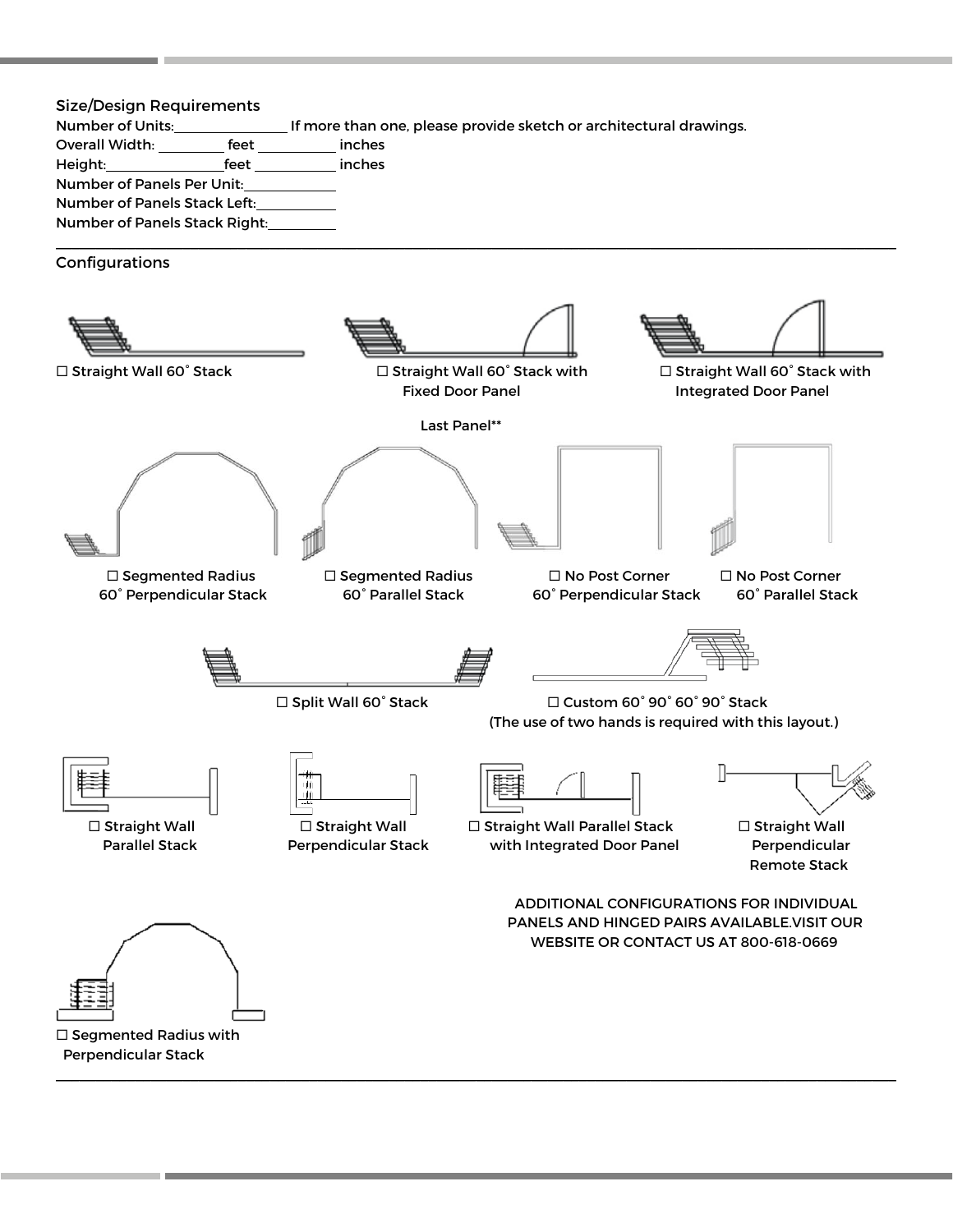## Size/Design Requirements

Number of Units:\_\_\_\_\_\_\_\_\_\_\_\_\_\_\_\_ If more than one, please provide sketch or architectural drawings.

Overall Width: \_\_\_\_\_\_\_\_\_\_ feet \_\_\_\_\_\_\_\_\_\_\_\_ inches

Height:\_\_\_\_\_\_\_\_\_\_\_\_\_\_\_\_\_feet \_\_\_\_\_\_\_\_\_\_\_\_ inches

Number of Panels Per Unit:\_\_\_\_\_\_\_\_\_\_\_\_

Number of Panels Stack Left:\_\_\_\_\_\_\_\_\_\_\_\_

Number of Panels Stack Right:\_\_\_\_\_\_\_\_\_\_

---

## Configurations

☐ Straight Wall 60˚ Stack

☐ Straight Wall 60˚ Stack with Fixed Door Panel

☐ Straight Wall 60˚ Stack with Integrated Door Panel

Last Panel**

☐ Segmented Radius 60˚ Perpendicular Stack

☐ Segmented Radius 60˚ Parallel Stack

☐ No Post Corner 60˚ Perpendicular Stack

☐ No Post Corner 60˚ Parallel Stack

☐ Split Wall 60˚ Stack

☐ Custom 60˚ 90˚ 60˚ 90˚ Stack (The use of two hands is required with this layout.)

☐ Straight Wall Parallel Stack

☐ Straight Wall Perpendicular Stack

☐ Straight Wall Parallel Stack with Integrated Door Panel

☐ Straight Wall Perpendicular Remote Stack

ADDITIONAL CONFIGURATIONS FOR INDIVIDUAL PANELS AND HINGED PAIRS AVAILABLE.VISIT OUR WEBSITE OR CONTACT US AT 800-618-0669

☐ Segmented Radius with Perpendicular Stack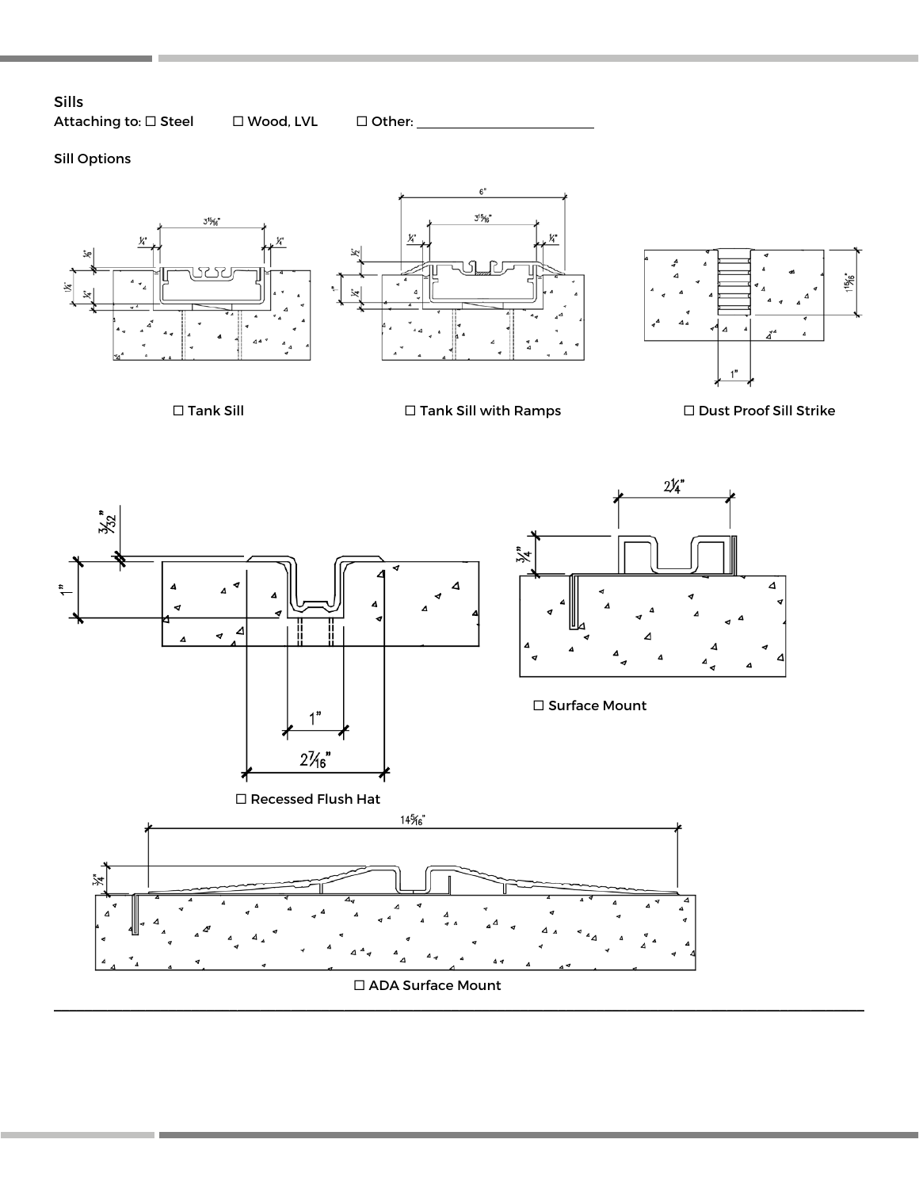Sills

Attaching to: ☐ Steel ☐ Wood, LVL ☐ Other: ____________________

Sill Options

☐ Tank Sill

☐ Tank Sill with Ramps

☐ Dust Proof Sill Strike

☐ Surface Mount

☐ Recessed Flush Hat

☐ ADA Surface Mount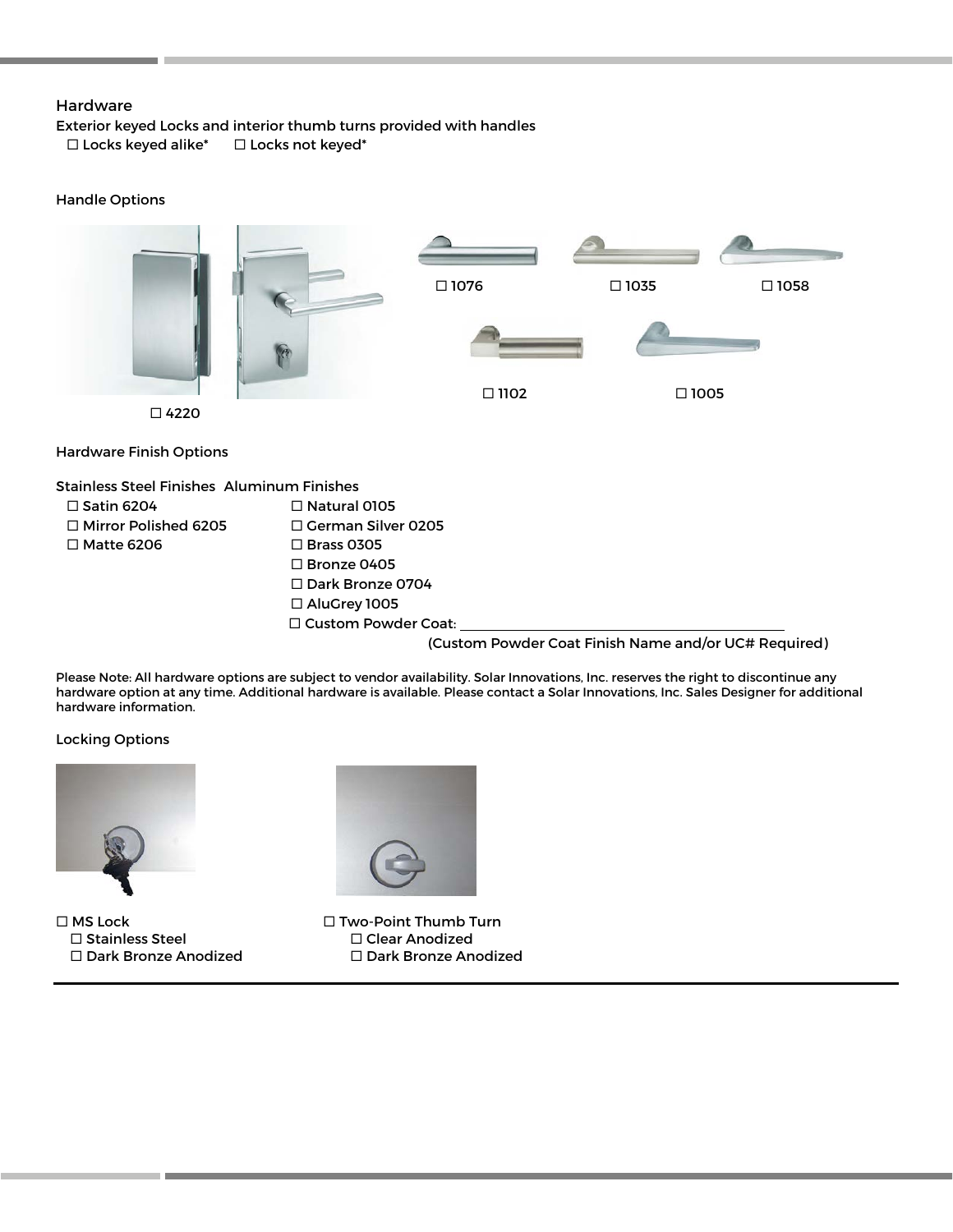## Hardware

Exterior keyed Locks and interior thumb turns provided with handles

☐ Locks keyed alike* ☐ Locks not keyed*

### Handle Options

☐ 1076 ☐ 1035 ☐ 1058

☐ 1102 ☐ 1005

☐ 4220

### Hardware Finish Options

| Stainless Steel Finishes | Aluminum Finishes |
| --- | --- |
| ☐ Satin 6204 | ☐ Natural 0105 |
| ☐ Mirror Polished 6205 | ☐ German Silver 0205 |
| ☐ Matte 6206 | ☐ Brass 0305 |
| | ☐ Bronze 0405 |
| | ☐ Dark Bronze 0704 |
| | ☐ AluGrey 1005 |
| | ☐ Custom Powder Coat: ____________________ |

(Custom Powder Coat Finish Name and/or UC# Required)

Please Note: All hardware options are subject to vendor availability. Solar Innovations, Inc. reserves the right to discontinue any hardware option at any time. Additional hardware is available. Please contact a Solar Innovations, Inc. Sales Designer for additional hardware information.

### Locking Options

☐ MS Lock
- ☐ Stainless Steel
- ☐ Dark Bronze Anodized

☐ Two-Point Thumb Turn
- ☐ Clear Anodized
- ☐ Dark Bronze Anodized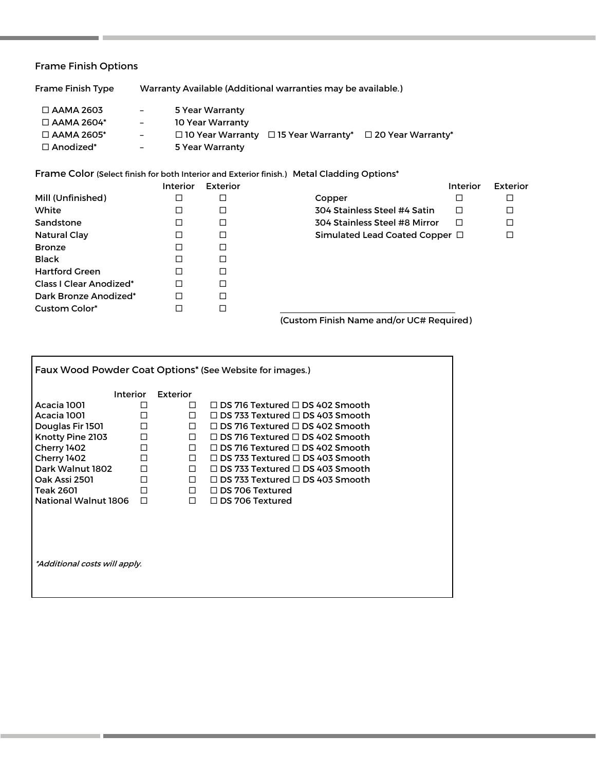## Frame Finish Options

| Frame Finish Type | | Warranty Available (Additional warranties may be available.) |
|---|---|---|
| ☐ AAMA 2603 | – | 5 Year Warranty |
| ☐ AAMA 2604* | – | 10 Year Warranty |
| ☐ AAMA 2605* | – | ☐ 10 Year Warranty ☐ 15 Year Warranty* ☐ 20 Year Warranty* |
| ☐ Anodized* | – | 5 Year Warranty |

### Frame Color (Select finish for both Interior and Exterior finish.)

| | Interior | Exterior |
|---|---|---|
| Mill (Unfinished) | ☐ | ☐ |
| White | ☐ | ☐ |
| Sandstone | ☐ | ☐ |
| Natural Clay | ☐ | ☐ |
| Bronze | ☐ | ☐ |
| Black | ☐ | ☐ |
| Hartford Green | ☐ | ☐ |
| Class I Clear Anodized* | ☐ | ☐ |
| Dark Bronze Anodized* | ☐ | ☐ |
| Custom Color* | ☐ | ☐ |

### Metal Cladding Options*

| | Interior | Exterior |
|---|---|---|
| Copper | ☐ | ☐ |
| 304 Stainless Steel #4 Satin | ☐ | ☐ |
| 304 Stainless Steel #8 Mirror | ☐ | ☐ |
| Simulated Lead Coated Copper | ☐ | ☐ |

\_\_\_\_\_\_\_\_\_\_\_\_\_\_\_\_\_\_\_\_\_\_\_\_\_\_\_\_\_\_\_\_\_\_\_\_
(Custom Finish Name and/or UC# Required)

### Faux Wood Powder Coat Options* (See Website for images.)

| | Interior | Exterior | |
|---|---|---|---|
| Acacia 1001 | ☐ | ☐ | ☐ DS 716 Textured ☐ DS 402 Smooth |
| Acacia 1001 | ☐ | ☐ | ☐ DS 733 Textured ☐ DS 403 Smooth |
| Douglas Fir 1501 | ☐ | ☐ | ☐ DS 716 Textured ☐ DS 402 Smooth |
| Knotty Pine 2103 | ☐ | ☐ | ☐ DS 716 Textured ☐ DS 402 Smooth |
| Cherry 1402 | ☐ | ☐ | ☐ DS 716 Textured ☐ DS 402 Smooth |
| Cherry 1402 | ☐ | ☐ | ☐ DS 733 Textured ☐ DS 403 Smooth |
| Dark Walnut 1802 | ☐ | ☐ | ☐ DS 733 Textured ☐ DS 403 Smooth |
| Oak Assi 2501 | ☐ | ☐ | ☐ DS 733 Textured ☐ DS 403 Smooth |
| Teak 2601 | ☐ | ☐ | ☐ DS 706 Textured |
| National Walnut 1806 | ☐ | ☐ | ☐ DS 706 Textured |

*\*Additional costs will apply.*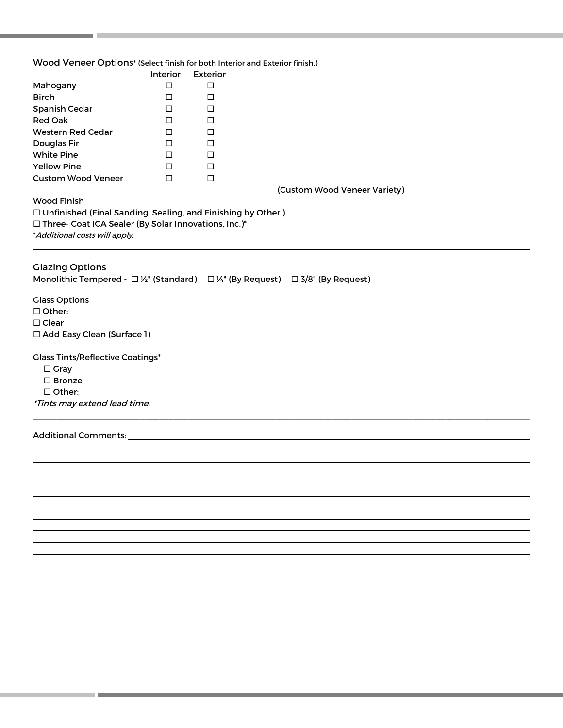## Wood Veneer Options* (Select finish for both Interior and Exterior finish.)

| | Interior | Exterior |
|---|---|---|
| Mahogany | ☐ | ☐ |
| Birch | ☐ | ☐ |
| Spanish Cedar | ☐ | ☐ |
| Red Oak | ☐ | ☐ |
| Western Red Cedar | ☐ | ☐ |
| Douglas Fir | ☐ | ☐ |
| White Pine | ☐ | ☐ |
| Yellow Pine | ☐ | ☐ |
| Custom Wood Veneer | ☐ | ☐ |

____________________________________
(Custom Wood Veneer Variety)

Wood Finish

☐ Unfinished (Final Sanding, Sealing, and Finishing by Other.)
☐ Three- Coat ICA Sealer (By Solar Innovations, Inc.)*

**Additional costs will apply.*

---

## Glazing Options

Monolithic Tempered - ☐ ½" (Standard) ☐ ¼" (By Request) ☐ 3/8" (By Request)

Glass Options

☐ Other: ______________________
☐ Clear ______________________
☐ Add Easy Clean (Surface 1)

Glass Tints/Reflective Coatings*

- ☐ Gray
- ☐ Bronze
- ☐ Other: ______________________

**Tints may extend lead time.*

---

Additional Comments: ______________________________________________________________________________